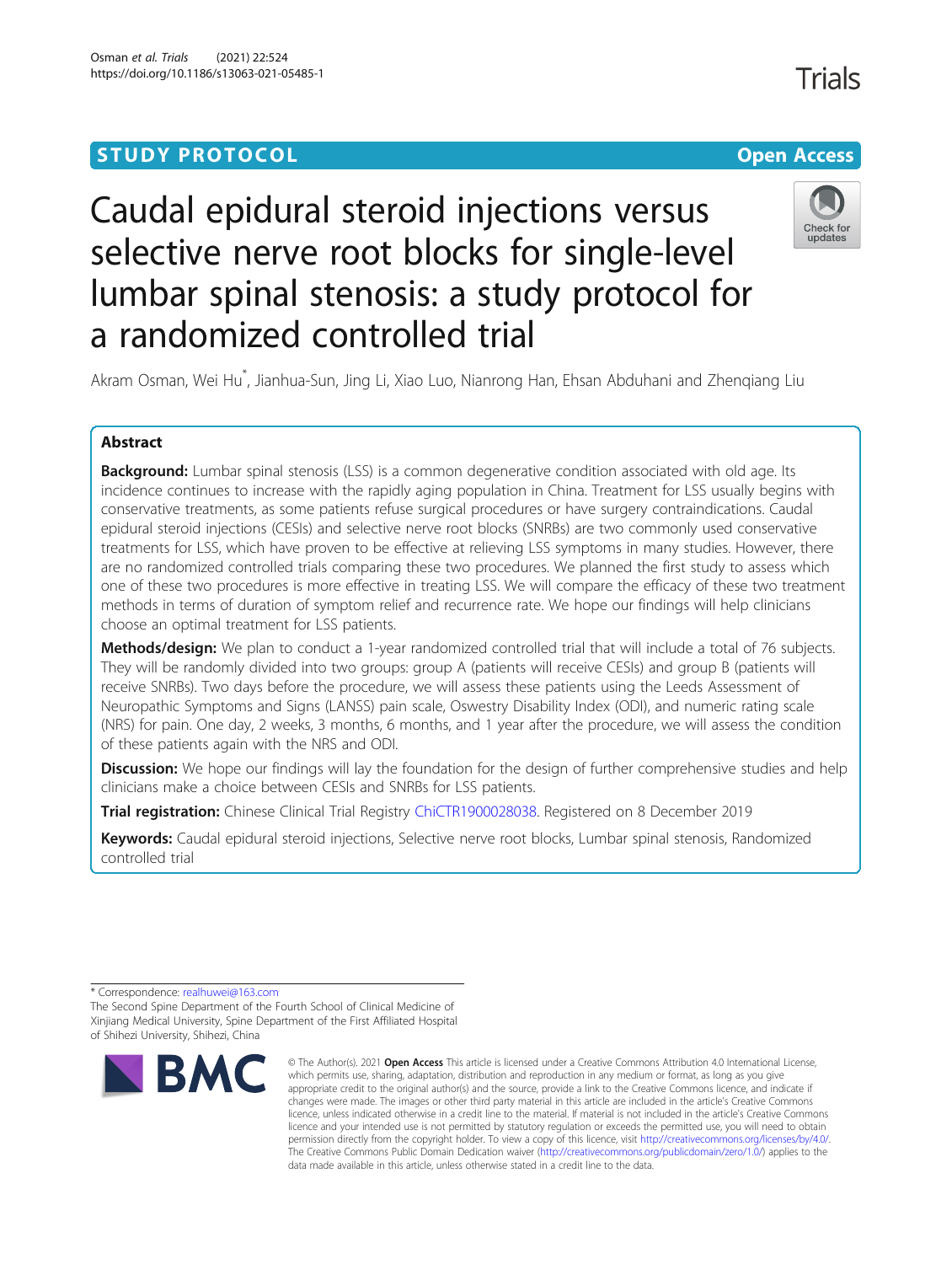STUDY PROTOCOL

Open Access

# Caudal epidural steroid injections versus selective nerve root blocks for single-level lumbar spinal stenosis: a study protocol for a randomized controlled trial

Akram Osman, Wei Hu*, Jianhua-Sun, Jing Li, Xiao Luo, Nianrong Han, Ehsan Abduhani and Zhenqiang Liu

## Abstract

**Background:** Lumbar spinal stenosis (LSS) is a common degenerative condition associated with old age. Its incidence continues to increase with the rapidly aging population in China. Treatment for LSS usually begins with conservative treatments, as some patients refuse surgical procedures or have surgery contraindications. Caudal epidural steroid injections (CESIs) and selective nerve root blocks (SNRBs) are two commonly used conservative treatments for LSS, which have proven to be effective at relieving LSS symptoms in many studies. However, there are no randomized controlled trials comparing these two procedures. We planned the first study to assess which one of these two procedures is more effective in treating LSS. We will compare the efficacy of these two treatment methods in terms of duration of symptom relief and recurrence rate. We hope our findings will help clinicians choose an optimal treatment for LSS patients.

**Methods/design:** We plan to conduct a 1-year randomized controlled trial that will include a total of 76 subjects. They will be randomly divided into two groups: group A (patients will receive CESIs) and group B (patients will receive SNRBs). Two days before the procedure, we will assess these patients using the Leeds Assessment of Neuropathic Symptoms and Signs (LANSS) pain scale, Oswestry Disability Index (ODI), and numeric rating scale (NRS) for pain. One day, 2 weeks, 3 months, 6 months, and 1 year after the procedure, we will assess the condition of these patients again with the NRS and ODI.

**Discussion:** We hope our findings will lay the foundation for the design of further comprehensive studies and help clinicians make a choice between CESIs and SNRBs for LSS patients.

**Trial registration:** Chinese Clinical Trial Registry ChiCTR1900028038. Registered on 8 December 2019

**Keywords:** Caudal epidural steroid injections, Selective nerve root blocks, Lumbar spinal stenosis, Randomized controlled trial

---

* Correspondence: realhuwei@163.com

The Second Spine Department of the Fourth School of Clinical Medicine of Xinjiang Medical University, Spine Department of the First Affiliated Hospital of Shihezi University, Shihezi, China

© The Author(s). 2021 **Open Access** This article is licensed under a Creative Commons Attribution 4.0 International License, which permits use, sharing, adaptation, distribution and reproduction in any medium or format, as long as you give appropriate credit to the original author(s) and the source, provide a link to the Creative Commons licence, and indicate if changes were made. The images or other third party material in this article are included in the article's Creative Commons licence, unless indicated otherwise in a credit line to the material. If material is not included in the article's Creative Commons licence and your intended use is not permitted by statutory regulation or exceeds the permitted use, you will need to obtain permission directly from the copyright holder. To view a copy of this licence, visit http://creativecommons.org/licenses/by/4.0/. The Creative Commons Public Domain Dedication waiver (http://creativecommons.org/publicdomain/zero/1.0/) applies to the data made available in this article, unless otherwise stated in a credit line to the data.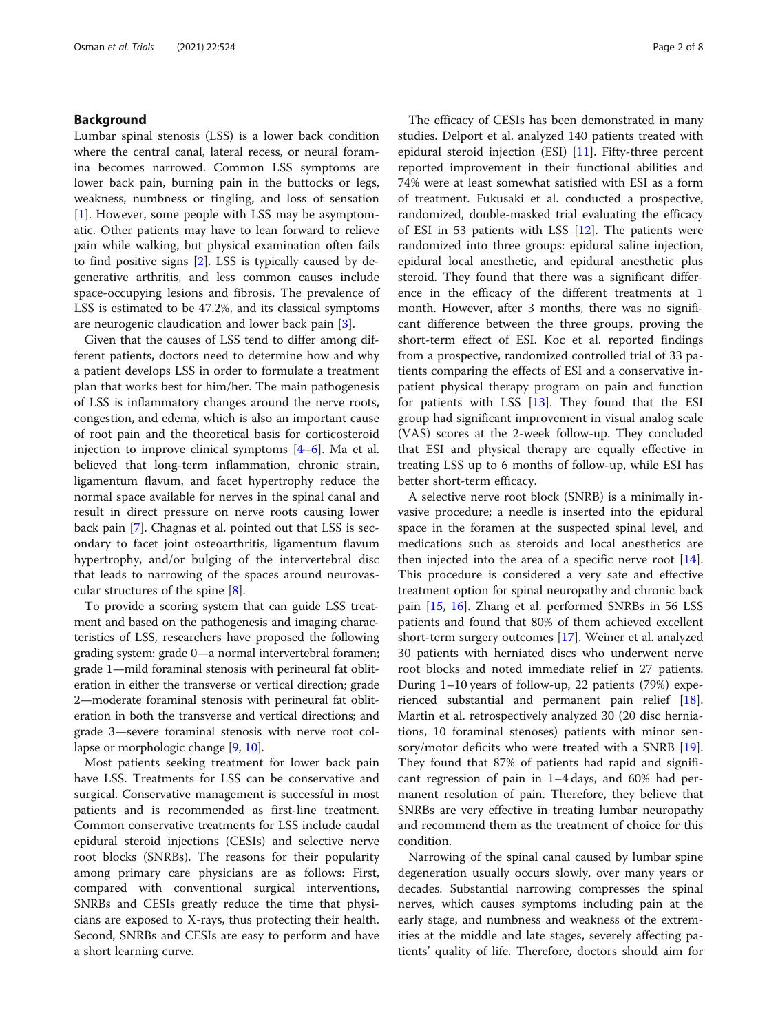## Background

Lumbar spinal stenosis (LSS) is a lower back condition where the central canal, lateral recess, or neural foramina becomes narrowed. Common LSS symptoms are lower back pain, burning pain in the buttocks or legs, weakness, numbness or tingling, and loss of sensation [1]. However, some people with LSS may be asymptomatic. Other patients may have to lean forward to relieve pain while walking, but physical examination often fails to find positive signs [2]. LSS is typically caused by degenerative arthritis, and less common causes include space-occupying lesions and fibrosis. The prevalence of LSS is estimated to be 47.2%, and its classical symptoms are neurogenic claudication and lower back pain [3].

Given that the causes of LSS tend to differ among different patients, doctors need to determine how and why a patient develops LSS in order to formulate a treatment plan that works best for him/her. The main pathogenesis of LSS is inflammatory changes around the nerve roots, congestion, and edema, which is also an important cause of root pain and the theoretical basis for corticosteroid injection to improve clinical symptoms [4–6]. Ma et al. believed that long-term inflammation, chronic strain, ligamentum flavum, and facet hypertrophy reduce the normal space available for nerves in the spinal canal and result in direct pressure on nerve roots causing lower back pain [7]. Chagnas et al. pointed out that LSS is secondary to facet joint osteoarthritis, ligamentum flavum hypertrophy, and/or bulging of the intervertebral disc that leads to narrowing of the spaces around neurovascular structures of the spine [8].

To provide a scoring system that can guide LSS treatment and based on the pathogenesis and imaging characteristics of LSS, researchers have proposed the following grading system: grade 0—a normal intervertebral foramen; grade 1—mild foraminal stenosis with perineural fat obliteration in either the transverse or vertical direction; grade 2—moderate foraminal stenosis with perineural fat obliteration in both the transverse and vertical directions; and grade 3—severe foraminal stenosis with nerve root collapse or morphologic change [9, 10].

Most patients seeking treatment for lower back pain have LSS. Treatments for LSS can be conservative and surgical. Conservative management is successful in most patients and is recommended as first-line treatment. Common conservative treatments for LSS include caudal epidural steroid injections (CESIs) and selective nerve root blocks (SNRBs). The reasons for their popularity among primary care physicians are as follows: First, compared with conventional surgical interventions, SNRBs and CESIs greatly reduce the time that physicians are exposed to X-rays, thus protecting their health. Second, SNRBs and CESIs are easy to perform and have a short learning curve.

The efficacy of CESIs has been demonstrated in many studies. Delport et al. analyzed 140 patients treated with epidural steroid injection (ESI) [11]. Fifty-three percent reported improvement in their functional abilities and 74% were at least somewhat satisfied with ESI as a form of treatment. Fukusaki et al. conducted a prospective, randomized, double-masked trial evaluating the efficacy of ESI in 53 patients with LSS [12]. The patients were randomized into three groups: epidural saline injection, epidural local anesthetic, and epidural anesthetic plus steroid. They found that there was a significant difference in the efficacy of the different treatments at 1 month. However, after 3 months, there was no significant difference between the three groups, proving the short-term effect of ESI. Koc et al. reported findings from a prospective, randomized controlled trial of 33 patients comparing the effects of ESI and a conservative inpatient physical therapy program on pain and function for patients with LSS [13]. They found that the ESI group had significant improvement in visual analog scale (VAS) scores at the 2-week follow-up. They concluded that ESI and physical therapy are equally effective in treating LSS up to 6 months of follow-up, while ESI has better short-term efficacy.

A selective nerve root block (SNRB) is a minimally invasive procedure; a needle is inserted into the epidural space in the foramen at the suspected spinal level, and medications such as steroids and local anesthetics are then injected into the area of a specific nerve root [14]. This procedure is considered a very safe and effective treatment option for spinal neuropathy and chronic back pain [15, 16]. Zhang et al. performed SNRBs in 56 LSS patients and found that 80% of them achieved excellent short-term surgery outcomes [17]. Weiner et al. analyzed 30 patients with herniated discs who underwent nerve root blocks and noted immediate relief in 27 patients. During 1–10 years of follow-up, 22 patients (79%) experienced substantial and permanent pain relief [18]. Martin et al. retrospectively analyzed 30 (20 disc herniations, 10 foraminal stenoses) patients with minor sensory/motor deficits who were treated with a SNRB [19]. They found that 87% of patients had rapid and significant regression of pain in 1–4 days, and 60% had permanent resolution of pain. Therefore, they believe that SNRBs are very effective in treating lumbar neuropathy and recommend them as the treatment of choice for this condition.

Narrowing of the spinal canal caused by lumbar spine degeneration usually occurs slowly, over many years or decades. Substantial narrowing compresses the spinal nerves, which causes symptoms including pain at the early stage, and numbness and weakness of the extremities at the middle and late stages, severely affecting patients' quality of life. Therefore, doctors should aim for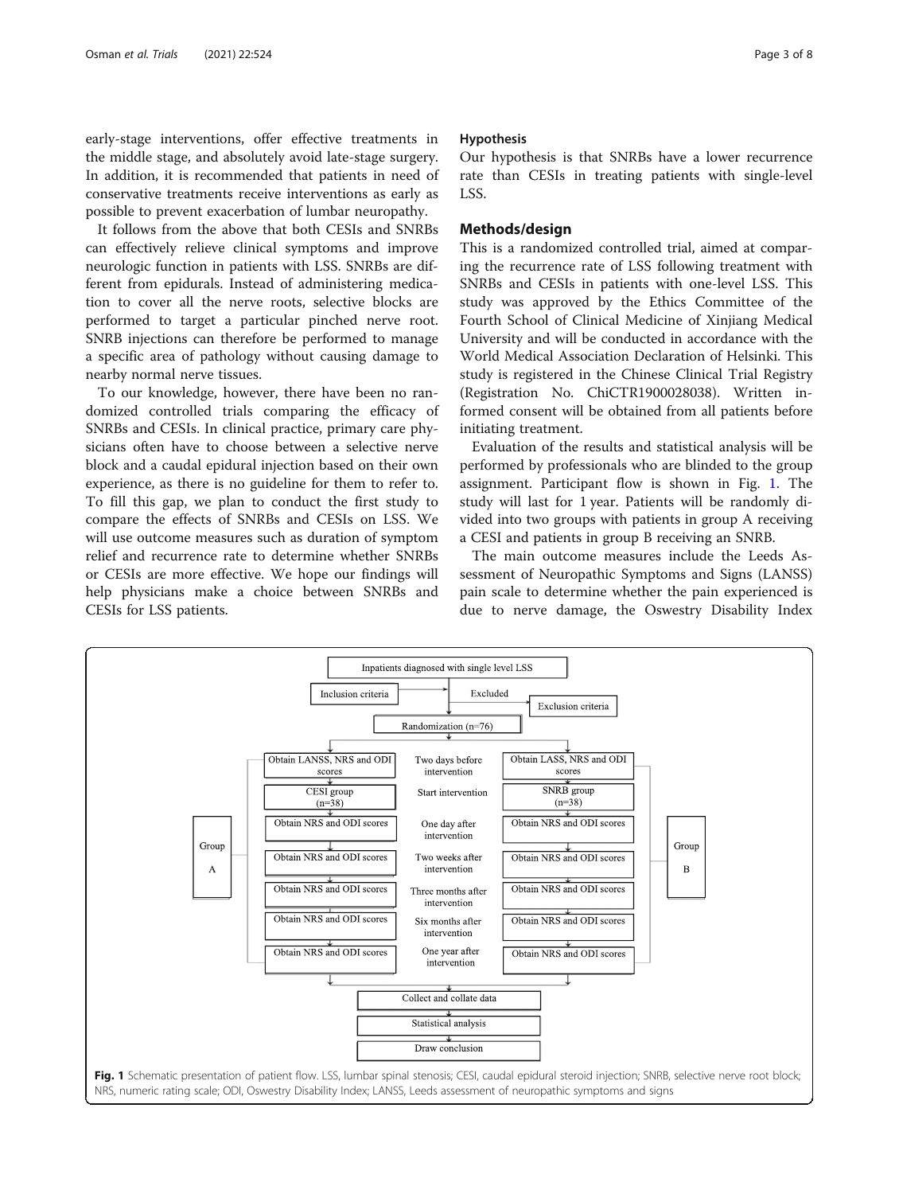early-stage interventions, offer effective treatments in the middle stage, and absolutely avoid late-stage surgery. In addition, it is recommended that patients in need of conservative treatments receive interventions as early as possible to prevent exacerbation of lumbar neuropathy.

It follows from the above that both CESIs and SNRBs can effectively relieve clinical symptoms and improve neurologic function in patients with LSS. SNRBs are different from epidurals. Instead of administering medication to cover all the nerve roots, selective blocks are performed to target a particular pinched nerve root. SNRB injections can therefore be performed to manage a specific area of pathology without causing damage to nearby normal nerve tissues.

To our knowledge, however, there have been no randomized controlled trials comparing the efficacy of SNRBs and CESIs. In clinical practice, primary care physicians often have to choose between a selective nerve block and a caudal epidural injection based on their own experience, as there is no guideline for them to refer to. To fill this gap, we plan to conduct the first study to compare the effects of SNRBs and CESIs on LSS. We will use outcome measures such as duration of symptom relief and recurrence rate to determine whether SNRBs or CESIs are more effective. We hope our findings will help physicians make a choice between SNRBs and CESIs for LSS patients.

### Hypothesis

Our hypothesis is that SNRBs have a lower recurrence rate than CESIs in treating patients with single-level LSS.

## Methods/design

This is a randomized controlled trial, aimed at comparing the recurrence rate of LSS following treatment with SNRBs and CESIs in patients with one-level LSS. This study was approved by the Ethics Committee of the Fourth School of Clinical Medicine of Xinjiang Medical University and will be conducted in accordance with the World Medical Association Declaration of Helsinki. This study is registered in the Chinese Clinical Trial Registry (Registration No. ChiCTR1900028038). Written informed consent will be obtained from all patients before initiating treatment.

Evaluation of the results and statistical analysis will be performed by professionals who are blinded to the group assignment. Participant flow is shown in Fig. 1. The study will last for 1 year. Patients will be randomly divided into two groups with patients in group A receiving a CESI and patients in group B receiving an SNRB.

The main outcome measures include the Leeds Assessment of Neuropathic Symptoms and Signs (LANSS) pain scale to determine whether the pain experienced is due to nerve damage, the Oswestry Disability Index

Fig. 1 Schematic presentation of patient flow. LSS, lumbar spinal stenosis; CESI, caudal epidural steroid injection; SNRB, selective nerve root block; NRS, numeric rating scale; ODI, Oswestry Disability Index; LANSS, Leeds assessment of neuropathic symptoms and signs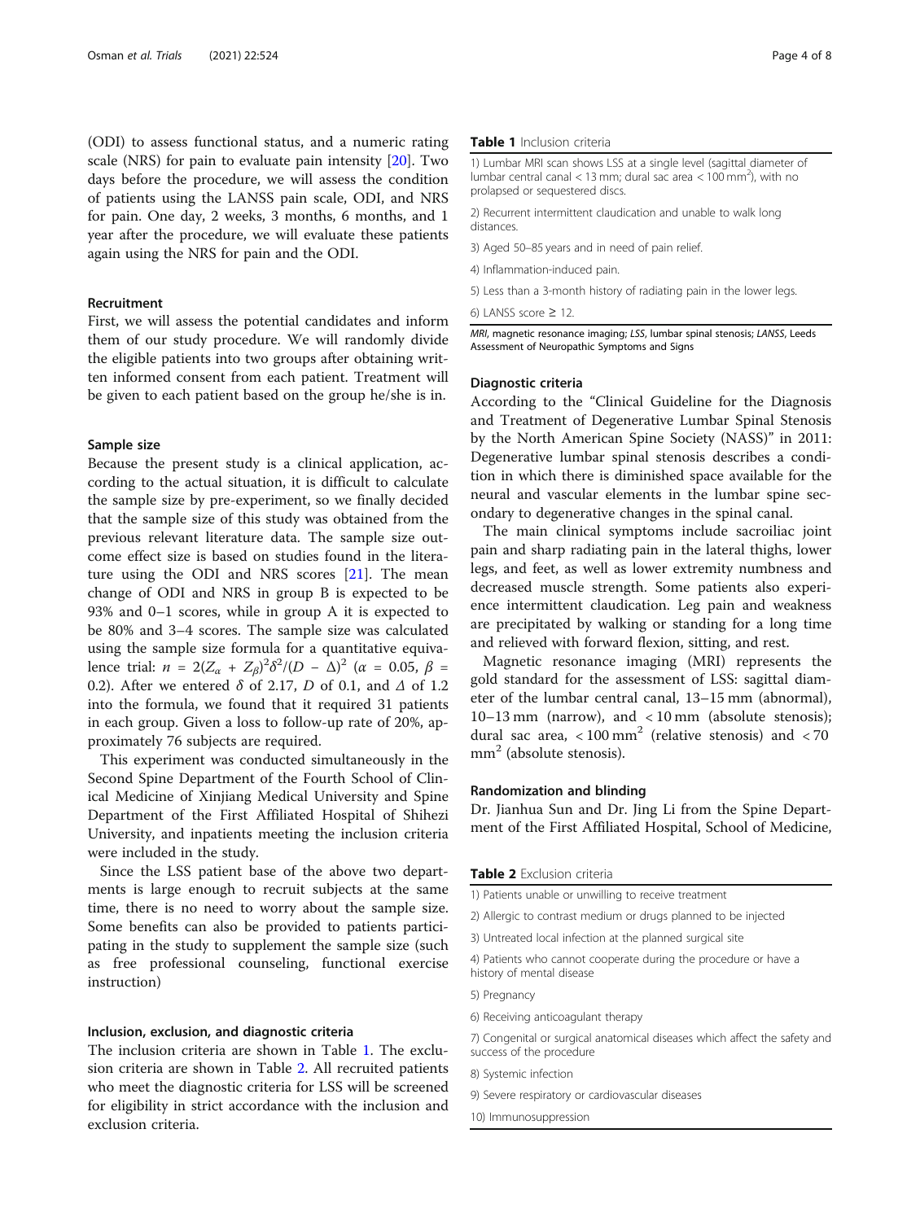(ODI) to assess functional status, and a numeric rating scale (NRS) for pain to evaluate pain intensity [20]. Two days before the procedure, we will assess the condition of patients using the LANSS pain scale, ODI, and NRS for pain. One day, 2 weeks, 3 months, 6 months, and 1 year after the procedure, we will evaluate these patients again using the NRS for pain and the ODI.

### Recruitment

First, we will assess the potential candidates and inform them of our study procedure. We will randomly divide the eligible patients into two groups after obtaining written informed consent from each patient. Treatment will be given to each patient based on the group he/she is in.

### Sample size

Because the present study is a clinical application, according to the actual situation, it is difficult to calculate the sample size by pre-experiment, so we finally decided that the sample size of this study was obtained from the previous relevant literature data. The sample size outcome effect size is based on studies found in the literature using the ODI and NRS scores [21]. The mean change of ODI and NRS in group B is expected to be 93% and 0–1 scores, while in group A it is expected to be 80% and 3–4 scores. The sample size was calculated using the sample size formula for a quantitative equivalence trial: $n = 2(Z_\alpha + Z_\beta)^2\delta^2/(D - \Delta)^2$ ($\alpha = 0.05$, $\beta = 0.2$). After we entered $\delta$ of 2.17, $D$ of 0.1, and $\Delta$ of 1.2 into the formula, we found that it required 31 patients in each group. Given a loss to follow-up rate of 20%, approximately 76 subjects are required.

This experiment was conducted simultaneously in the Second Spine Department of the Fourth School of Clinical Medicine of Xinjiang Medical University and Spine Department of the First Affiliated Hospital of Shihezi University, and inpatients meeting the inclusion criteria were included in the study.

Since the LSS patient base of the above two departments is large enough to recruit subjects at the same time, there is no need to worry about the sample size. Some benefits can also be provided to patients participating in the study to supplement the sample size (such as free professional counseling, functional exercise instruction)

### Inclusion, exclusion, and diagnostic criteria

The inclusion criteria are shown in Table 1. The exclusion criteria are shown in Table 2. All recruited patients who meet the diagnostic criteria for LSS will be screened for eligibility in strict accordance with the inclusion and exclusion criteria.

**Table 1** Inclusion criteria

| |
|---|
| 1) Lumbar MRI scan shows LSS at a single level (sagittal diameter of lumbar central canal < 13 mm; dural sac area < 100 mm$^2$), with no prolapsed or sequestered discs. |
| 2) Recurrent intermittent claudication and unable to walk long distances. |
| 3) Aged 50–85 years and in need of pain relief. |
| 4) Inflammation-induced pain. |
| 5) Less than a 3-month history of radiating pain in the lower legs. |
| 6) LANSS score ≥ 12. |

*MRI*, magnetic resonance imaging; *LSS*, lumbar spinal stenosis; *LANSS*, Leeds Assessment of Neuropathic Symptoms and Signs

### Diagnostic criteria

According to the "Clinical Guideline for the Diagnosis and Treatment of Degenerative Lumbar Spinal Stenosis by the North American Spine Society (NASS)" in 2011: Degenerative lumbar spinal stenosis describes a condition in which there is diminished space available for the neural and vascular elements in the lumbar spine secondary to degenerative changes in the spinal canal.

The main clinical symptoms include sacroiliac joint pain and sharp radiating pain in the lateral thighs, lower legs, and feet, as well as lower extremity numbness and decreased muscle strength. Some patients also experience intermittent claudication. Leg pain and weakness are precipitated by walking or standing for a long time and relieved with forward flexion, sitting, and rest.

Magnetic resonance imaging (MRI) represents the gold standard for the assessment of LSS: sagittal diameter of the lumbar central canal, 13–15 mm (abnormal), 10–13 mm (narrow), and < 10 mm (absolute stenosis); dural sac area, < 100 mm$^2$ (relative stenosis) and < 70 mm$^2$ (absolute stenosis).

### Randomization and blinding

Dr. Jianhua Sun and Dr. Jing Li from the Spine Department of the First Affiliated Hospital, School of Medicine,

**Table 2** Exclusion criteria

| |
|---|
| 1) Patients unable or unwilling to receive treatment |
| 2) Allergic to contrast medium or drugs planned to be injected |
| 3) Untreated local infection at the planned surgical site |
| 4) Patients who cannot cooperate during the procedure or have a history of mental disease |
| 5) Pregnancy |
| 6) Receiving anticoagulant therapy |
| 7) Congenital or surgical anatomical diseases which affect the safety and success of the procedure |
| 8) Systemic infection |
| 9) Severe respiratory or cardiovascular diseases |
| 10) Immunosuppression |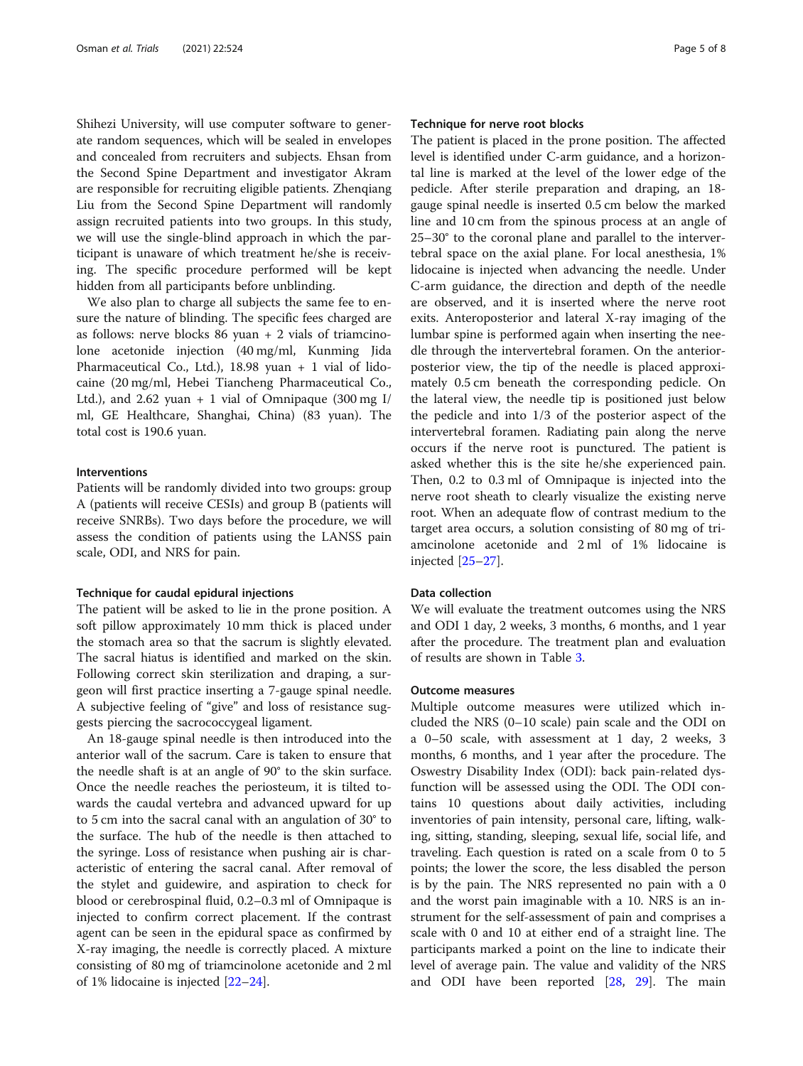Shihezi University, will use computer software to generate random sequences, which will be sealed in envelopes and concealed from recruiters and subjects. Ehsan from the Second Spine Department and investigator Akram are responsible for recruiting eligible patients. Zhenqiang Liu from the Second Spine Department will randomly assign recruited patients into two groups. In this study, we will use the single-blind approach in which the participant is unaware of which treatment he/she is receiving. The specific procedure performed will be kept hidden from all participants before unblinding.

We also plan to charge all subjects the same fee to ensure the nature of blinding. The specific fees charged are as follows: nerve blocks 86 yuan + 2 vials of triamcinolone acetonide injection (40 mg/ml, Kunming Jida Pharmaceutical Co., Ltd.), 18.98 yuan + 1 vial of lidocaine (20 mg/ml, Hebei Tiancheng Pharmaceutical Co., Ltd.), and 2.62 yuan + 1 vial of Omnipaque (300 mg I/ml, GE Healthcare, Shanghai, China) (83 yuan). The total cost is 190.6 yuan.

### Interventions

Patients will be randomly divided into two groups: group A (patients will receive CESIs) and group B (patients will receive SNRBs). Two days before the procedure, we will assess the condition of patients using the LANSS pain scale, ODI, and NRS for pain.

#### Technique for caudal epidural injections

The patient will be asked to lie in the prone position. A soft pillow approximately 10 mm thick is placed under the stomach area so that the sacrum is slightly elevated. The sacral hiatus is identified and marked on the skin. Following correct skin sterilization and draping, a surgeon will first practice inserting a 7-gauge spinal needle. A subjective feeling of "give" and loss of resistance suggests piercing the sacrococcygeal ligament.

An 18-gauge spinal needle is then introduced into the anterior wall of the sacrum. Care is taken to ensure that the needle shaft is at an angle of 90° to the skin surface. Once the needle reaches the periosteum, it is tilted towards the caudal vertebra and advanced upward for up to 5 cm into the sacral canal with an angulation of 30° to the surface. The hub of the needle is then attached to the syringe. Loss of resistance when pushing air is characteristic of entering the sacral canal. After removal of the stylet and guidewire, and aspiration to check for blood or cerebrospinal fluid, 0.2–0.3 ml of Omnipaque is injected to confirm correct placement. If the contrast agent can be seen in the epidural space as confirmed by X-ray imaging, the needle is correctly placed. A mixture consisting of 80 mg of triamcinolone acetonide and 2 ml of 1% lidocaine is injected [22–24].

#### Technique for nerve root blocks

The patient is placed in the prone position. The affected level is identified under C-arm guidance, and a horizontal line is marked at the level of the lower edge of the pedicle. After sterile preparation and draping, an 18-gauge spinal needle is inserted 0.5 cm below the marked line and 10 cm from the spinous process at an angle of 25–30° to the coronal plane and parallel to the intervertebral space on the axial plane. For local anesthesia, 1% lidocaine is injected when advancing the needle. Under C-arm guidance, the direction and depth of the needle are observed, and it is inserted where the nerve root exits. Anteroposterior and lateral X-ray imaging of the lumbar spine is performed again when inserting the needle through the intervertebral foramen. On the anterior-posterior view, the tip of the needle is placed approximately 0.5 cm beneath the corresponding pedicle. On the lateral view, the needle tip is positioned just below the pedicle and into 1/3 of the posterior aspect of the intervertebral foramen. Radiating pain along the nerve occurs if the nerve root is punctured. The patient is asked whether this is the site he/she experienced pain. Then, 0.2 to 0.3 ml of Omnipaque is injected into the nerve root sheath to clearly visualize the existing nerve root. When an adequate flow of contrast medium to the target area occurs, a solution consisting of 80 mg of triamcinolone acetonide and 2 ml of 1% lidocaine is injected [25–27].

### Data collection

We will evaluate the treatment outcomes using the NRS and ODI 1 day, 2 weeks, 3 months, 6 months, and 1 year after the procedure. The treatment plan and evaluation of results are shown in Table 3.

### Outcome measures

Multiple outcome measures were utilized which included the NRS (0–10 scale) pain scale and the ODI on a 0–50 scale, with assessment at 1 day, 2 weeks, 3 months, 6 months, and 1 year after the procedure. The Oswestry Disability Index (ODI): back pain-related dysfunction will be assessed using the ODI. The ODI contains 10 questions about daily activities, including inventories of pain intensity, personal care, lifting, walking, sitting, standing, sleeping, sexual life, social life, and traveling. Each question is rated on a scale from 0 to 5 points; the lower the score, the less disabled the person is by the pain. The NRS represented no pain with a 0 and the worst pain imaginable with a 10. NRS is an instrument for the self-assessment of pain and comprises a scale with 0 and 10 at either end of a straight line. The participants marked a point on the line to indicate their level of average pain. The value and validity of the NRS and ODI have been reported [28, 29]. The main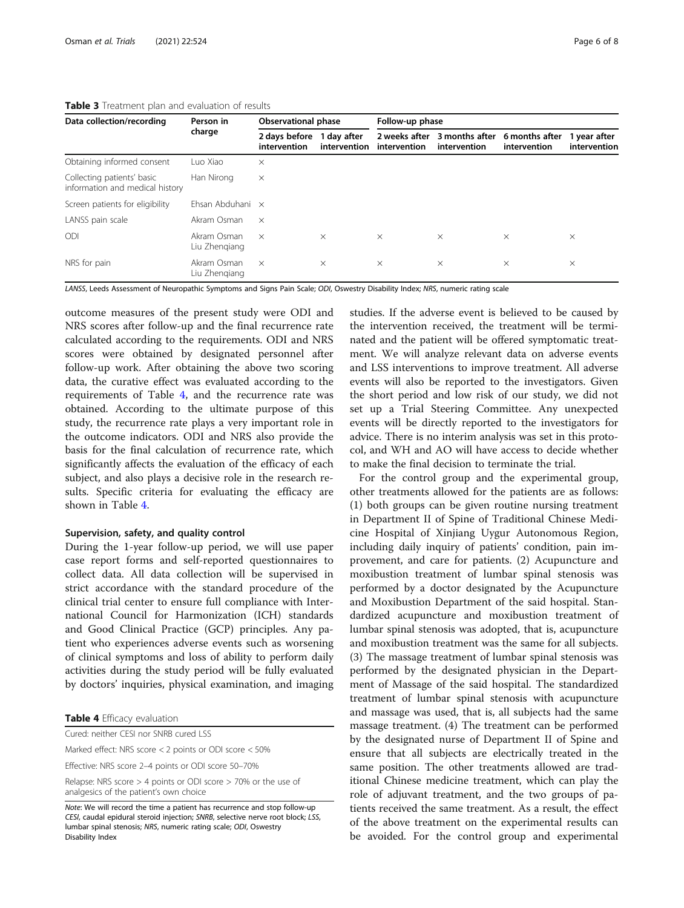**Table 3** Treatment plan and evaluation of results

| Data collection/recording | Person in charge | Observational phase | | Follow-up phase | | | |
|---|---|---|---|---|---|---|---|
| | | 2 days before intervention | 1 day after intervention | 2 weeks after intervention | 3 months after intervention | 6 months after intervention | 1 year after intervention |
| Obtaining informed consent | Luo Xiao | × | | | | | |
| Collecting patients' basic information and medical history | Han Nirong | × | | | | | |
| Screen patients for eligibility | Ehsan Abduhani | × | | | | | |
| LANSS pain scale | Akram Osman | × | | | | | |
| ODI | Akram Osman Liu Zhenqiang | × | × | × | × | × | × |
| NRS for pain | Akram Osman Liu Zhenqiang | × | × | × | × | × | × |

*LANSS*, Leeds Assessment of Neuropathic Symptoms and Signs Pain Scale; *ODI*, Oswestry Disability Index; *NRS*, numeric rating scale

outcome measures of the present study were ODI and NRS scores after follow-up and the final recurrence rate calculated according to the requirements. ODI and NRS scores were obtained by designated personnel after follow-up work. After obtaining the above two scoring data, the curative effect was evaluated according to the requirements of Table 4, and the recurrence rate was obtained. According to the ultimate purpose of this study, the recurrence rate plays a very important role in the outcome indicators. ODI and NRS also provide the basis for the final calculation of recurrence rate, which significantly affects the evaluation of the efficacy of each subject, and also plays a decisive role in the research results. Specific criteria for evaluating the efficacy are shown in Table 4.

## Supervision, safety, and quality control

During the 1-year follow-up period, we will use paper case report forms and self-reported questionnaires to collect data. All data collection will be supervised in strict accordance with the standard procedure of the clinical trial center to ensure full compliance with International Council for Harmonization (ICH) standards and Good Clinical Practice (GCP) principles. Any patient who experiences adverse events such as worsening of clinical symptoms and loss of ability to perform daily activities during the study period will be fully evaluated by doctors' inquiries, physical examination, and imaging studies. If the adverse event is believed to be caused by the intervention received, the treatment will be terminated and the patient will be offered symptomatic treatment. We will analyze relevant data on adverse events and LSS interventions to improve treatment. All adverse events will also be reported to the investigators. Given the short period and low risk of our study, we did not set up a Trial Steering Committee. Any unexpected events will be directly reported to the investigators for advice. There is no interim analysis was set in this protocol, and WH and AO will have access to decide whether to make the final decision to terminate the trial.

**Table 4** Efficacy evaluation

| |
|---|
| Cured: neither CESI nor SNRB cured LSS |
| Marked effect: NRS score < 2 points or ODI score < 50% |
| Effective: NRS score 2–4 points or ODI score 50–70% |
| Relapse: NRS score > 4 points or ODI score > 70% or the use of analgesics of the patient's own choice |

*Note*: We will record the time a patient has recurrence and stop follow-up
*CESI*, caudal epidural steroid injection; *SNRB*, selective nerve root block; *LSS*, lumbar spinal stenosis; *NRS*, numeric rating scale; *ODI*, Oswestry Disability Index

For the control group and the experimental group, other treatments allowed for the patients are as follows: (1) both groups can be given routine nursing treatment in Department II of Spine of Traditional Chinese Medicine Hospital of Xinjiang Uygur Autonomous Region, including daily inquiry of patients' condition, pain improvement, and care for patients. (2) Acupuncture and moxibustion treatment of lumbar spinal stenosis was performed by a doctor designated by the Acupuncture and Moxibustion Department of the said hospital. Standardized acupuncture and moxibustion treatment of lumbar spinal stenosis was adopted, that is, acupuncture and moxibustion treatment was the same for all subjects. (3) The massage treatment of lumbar spinal stenosis was performed by the designated physician in the Department of Massage of the said hospital. The standardized treatment of lumbar spinal stenosis with acupuncture and massage was used, that is, all subjects had the same massage treatment. (4) The treatment can be performed by the designated nurse of Department II of Spine and ensure that all subjects are electrically treated in the same position. The other treatments allowed are traditional Chinese medicine treatment, which can play the role of adjuvant treatment, and the two groups of patients received the same treatment. As a result, the effect of the above treatment on the experimental results can be avoided. For the control group and experimental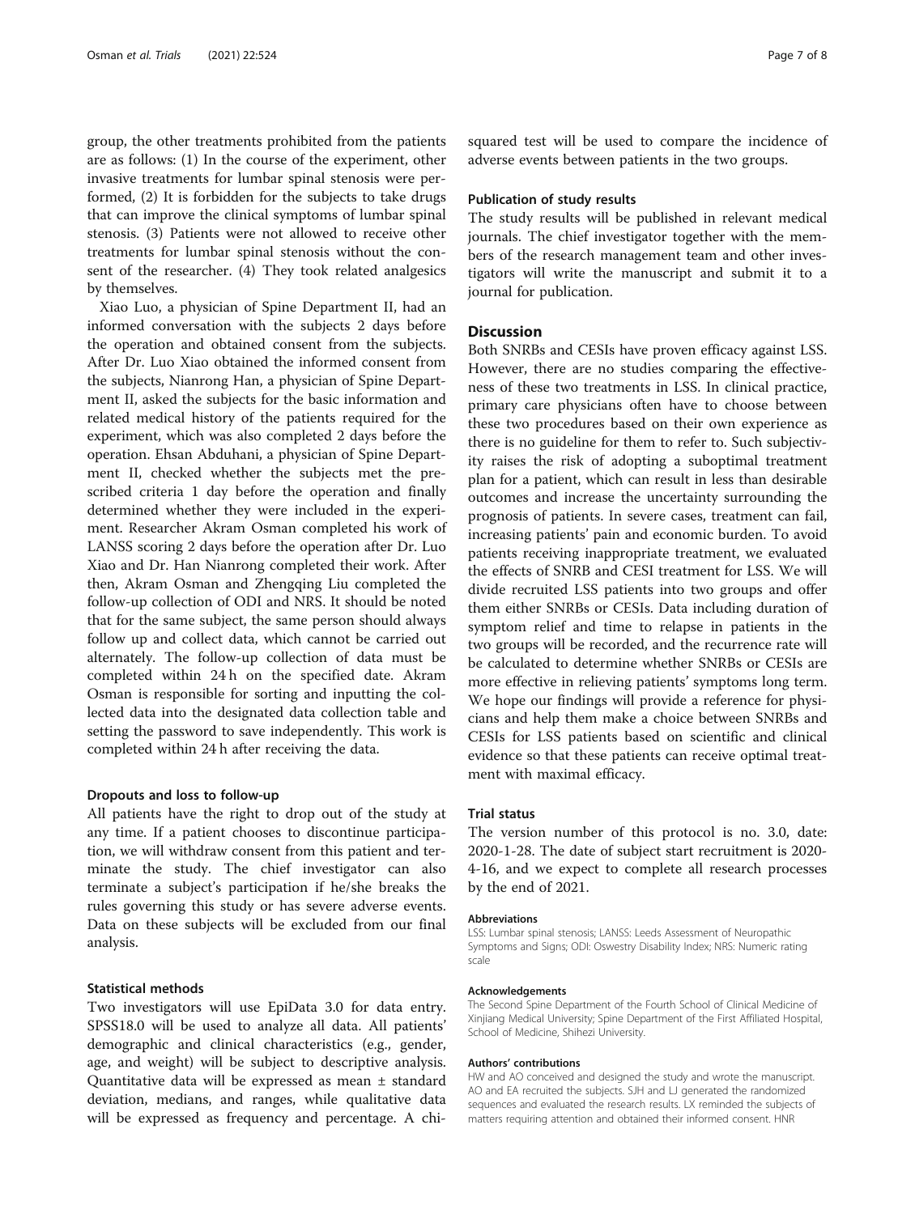group, the other treatments prohibited from the patients are as follows: (1) In the course of the experiment, other invasive treatments for lumbar spinal stenosis were performed, (2) It is forbidden for the subjects to take drugs that can improve the clinical symptoms of lumbar spinal stenosis. (3) Patients were not allowed to receive other treatments for lumbar spinal stenosis without the consent of the researcher. (4) They took related analgesics by themselves.

Xiao Luo, a physician of Spine Department II, had an informed conversation with the subjects 2 days before the operation and obtained consent from the subjects. After Dr. Luo Xiao obtained the informed consent from the subjects, Nianrong Han, a physician of Spine Department II, asked the subjects for the basic information and related medical history of the patients required for the experiment, which was also completed 2 days before the operation. Ehsan Abduhani, a physician of Spine Department II, checked whether the subjects met the prescribed criteria 1 day before the operation and finally determined whether they were included in the experiment. Researcher Akram Osman completed his work of LANSS scoring 2 days before the operation after Dr. Luo Xiao and Dr. Han Nianrong completed their work. After then, Akram Osman and Zhengqing Liu completed the follow-up collection of ODI and NRS. It should be noted that for the same subject, the same person should always follow up and collect data, which cannot be carried out alternately. The follow-up collection of data must be completed within 24 h on the specified date. Akram Osman is responsible for sorting and inputting the collected data into the designated data collection table and setting the password to save independently. This work is completed within 24 h after receiving the data.

### Dropouts and loss to follow-up

All patients have the right to drop out of the study at any time. If a patient chooses to discontinue participation, we will withdraw consent from this patient and terminate the study. The chief investigator can also terminate a subject's participation if he/she breaks the rules governing this study or has severe adverse events. Data on these subjects will be excluded from our final analysis.

### Statistical methods

Two investigators will use EpiData 3.0 for data entry. SPSS18.0 will be used to analyze all data. All patients' demographic and clinical characteristics (e.g., gender, age, and weight) will be subject to descriptive analysis. Quantitative data will be expressed as mean ± standard deviation, medians, and ranges, while qualitative data will be expressed as frequency and percentage. A chi-squared test will be used to compare the incidence of adverse events between patients in the two groups.

### Publication of study results

The study results will be published in relevant medical journals. The chief investigator together with the members of the research management team and other investigators will write the manuscript and submit it to a journal for publication.

## Discussion

Both SNRBs and CESIs have proven efficacy against LSS. However, there are no studies comparing the effectiveness of these two treatments in LSS. In clinical practice, primary care physicians often have to choose between these two procedures based on their own experience as there is no guideline for them to refer to. Such subjectivity raises the risk of adopting a suboptimal treatment plan for a patient, which can result in less than desirable outcomes and increase the uncertainty surrounding the prognosis of patients. In severe cases, treatment can fail, increasing patients' pain and economic burden. To avoid patients receiving inappropriate treatment, we evaluated the effects of SNRB and CESI treatment for LSS. We will divide recruited LSS patients into two groups and offer them either SNRBs or CESIs. Data including duration of symptom relief and time to relapse in patients in the two groups will be recorded, and the recurrence rate will be calculated to determine whether SNRBs or CESIs are more effective in relieving patients' symptoms long term. We hope our findings will provide a reference for physicians and help them make a choice between SNRBs and CESIs for LSS patients based on scientific and clinical evidence so that these patients can receive optimal treatment with maximal efficacy.

## Trial status

The version number of this protocol is no. 3.0, date: 2020-1-28. The date of subject start recruitment is 2020-4-16, and we expect to complete all research processes by the end of 2021.

#### Abbreviations

LSS: Lumbar spinal stenosis; LANSS: Leeds Assessment of Neuropathic Symptoms and Signs; ODI: Oswestry Disability Index; NRS: Numeric rating scale

#### Acknowledgements

The Second Spine Department of the Fourth School of Clinical Medicine of Xinjiang Medical University; Spine Department of the First Affiliated Hospital, School of Medicine, Shihezi University.

#### Authors' contributions

HW and AO conceived and designed the study and wrote the manuscript. AO and EA recruited the subjects. SJH and LJ generated the randomized sequences and evaluated the research results. LX reminded the subjects of matters requiring attention and obtained their informed consent. HNR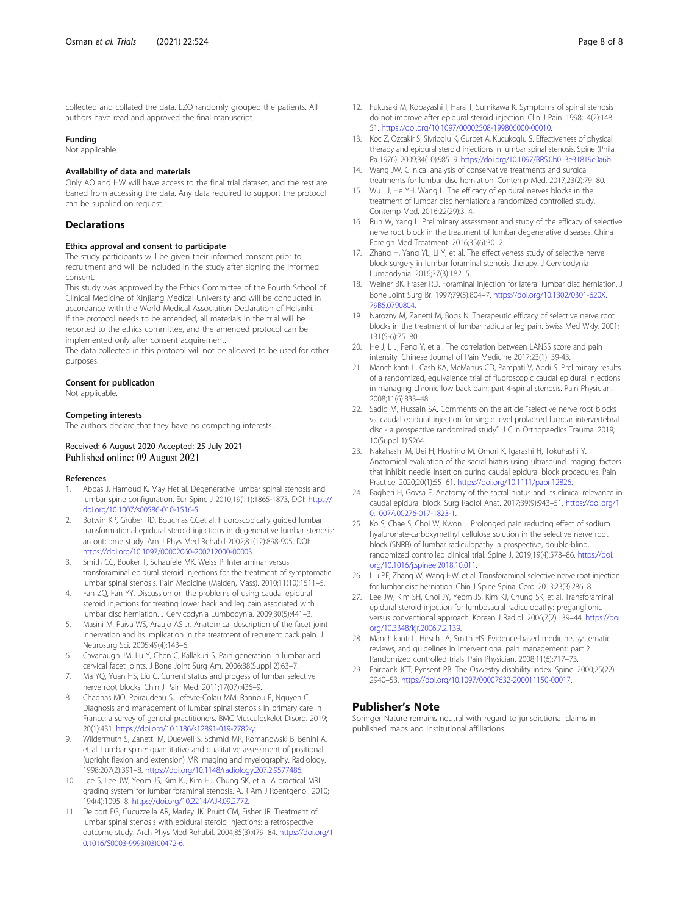collected and collated the data. LZQ randomly grouped the patients. All authors have read and approved the final manuscript.

### Funding

Not applicable.

### Availability of data and materials

Only AO and HW will have access to the final trial dataset, and the rest are barred from accessing the data. Any data required to support the protocol can be supplied on request.

## Declarations

### Ethics approval and consent to participate

The study participants will be given their informed consent prior to recruitment and will be included in the study after signing the informed consent.

This study was approved by the Ethics Committee of the Fourth School of Clinical Medicine of Xinjiang Medical University and will be conducted in accordance with the World Medical Association Declaration of Helsinki.

If the protocol needs to be amended, all materials in the trial will be reported to the ethics committee, and the amended protocol can be implemented only after consent acquirement.

The data collected in this protocol will not be allowed to be used for other purposes.

### Consent for publication

Not applicable.

### Competing interests

The authors declare that they have no competing interests.

Received: 6 August 2020 Accepted: 25 July 2021
Published online: 09 August 2021

### References

1. Abbas J, Hamoud K, May Het al. Degenerative lumbar spinal stenosis and lumbar spine configuration. Eur Spine J 2010;19(11):1865-1873, DOI: https://doi.org/10.1007/s00586-010-1516-5.
2. Botwin KP, Gruber RD, Bouchlas CGet al. Fluoroscopically guided lumbar transformational epidural steroid injections in degenerative lumbar stenosis: an outcome study. Am J Phys Med Rehabil 2002;81(12):898-905, DOI: https://doi.org/10.1097/00002060-200212000-00003.
3. Smith CC, Booker T, Schaufele MK, Weiss P. Interlaminar versus transforaminal epidural steroid injections for the treatment of symptomatic lumbar spinal stenosis. Pain Medicine (Malden, Mass). 2010;11(10):1511–5.
4. Fan ZQ, Fan YY. Discussion on the problems of using caudal epidural steroid injections for treating lower back and leg pain associated with lumbar disc herniation. J Cervicodynia Lumbodynia. 2009;30(5):441–3.
5. Masini M, Paiva WS, Araujo AS Jr. Anatomical description of the facet joint innervation and its implication in the treatment of recurrent back pain. J Neurosurg Sci. 2005;49(4):143–6.
6. Cavanaugh JM, Lu Y, Chen C, Kallakuri S. Pain generation in lumbar and cervical facet joints. J Bone Joint Surg Am. 2006;88(Suppl 2):63–7.
7. Ma YQ, Yuan HS, Liu C. Current status and progess of lumbar selective nerve root blocks. Chin J Pain Med. 2011;17(07):436–9.
8. Chagnas MO, Poiraudeau S, Lefevre-Colau MM, Rannou F, Nguyen C. Diagnosis and management of lumbar spinal stenosis in primary care in France: a survey of general practitioners. BMC Musculoskelet Disord. 2019;20(1):431. https://doi.org/10.1186/s12891-019-2782-y.
9. Wildermuth S, Zanetti M, Duewell S, Schmid MR, Romanowski B, Benini A, et al. Lumbar spine: quantitative and qualitative assessment of positional (upright flexion and extension) MR imaging and myelography. Radiology. 1998;207(2):391–8. https://doi.org/10.1148/radiology.207.2.9577486.
10. Lee S, Lee JW, Yeom JS, Kim KJ, Kim HJ, Chung SK, et al. A practical MRI grading system for lumbar foraminal stenosis. AJR Am J Roentgenol. 2010;194(4):1095–8. https://doi.org/10.2214/AJR.09.2772.
11. Delport EG, Cucuzzella AR, Marley JK, Pruitt CM, Fisher JR. Treatment of lumbar spinal stenosis with epidural steroid injections: a retrospective outcome study. Arch Phys Med Rehabil. 2004;85(3):479–84. https://doi.org/10.1016/S0003-9993(03)00472-6.
12. Fukusaki M, Kobayashi I, Hara T, Sumikawa K. Symptoms of spinal stenosis do not improve after epidural steroid injection. Clin J Pain. 1998;14(2):148–51. https://doi.org/10.1097/00002508-199806000-00010.
13. Koc Z, Ozcakir S, Sivrioglu K, Gurbet A, Kucukoglu S. Effectiveness of physical therapy and epidural steroid injections in lumbar spinal stenosis. Spine (Phila Pa 1976). 2009;34(10):985–9. https://doi.org/10.1097/BRS.0b013e31819c0a6b.
14. Wang JW. Clinical analysis of conservative treatments and surgical treatments for lumbar disc herniation. Contemp Med. 2017;23(2):79–80.
15. Wu LJ, He YH, Wang L. The efficacy of epidural nerves blocks in the treatment of lumbar disc herniation: a randomized controlled study. Contemp Med. 2016;22(29):3–4.
16. Run W, Yang L. Preliminary assessment and study of the efficacy of selective nerve root block in the treatment of lumbar degenerative diseases. China Foreign Med Treatment. 2016;35(6):30–2.
17. Zhang H, Yang YL, Li Y, et al. The effectiveness study of selective nerve block surgery in lumbar foraminal stenosis therapy. J Cervicodynia Lumbodynia. 2016;37(3):182–5.
18. Weiner BK, Fraser RD. Foraminal injection for lateral lumbar disc herniation. J Bone Joint Surg Br. 1997;79(5):804–7. https://doi.org/10.1302/0301-620X.79B5.0790804.
19. Narozny M, Zanetti M, Boos N. Therapeutic efficacy of selective nerve root blocks in the treatment of lumbar radicular leg pain. Swiss Med Wkly. 2001;131(5-6):75–80.
20. He J, L J, Feng Y, et al. The correlation between LANSS score and pain intensity. Chinese Journal of Pain Medicine 2017;23(1): 39-43.
21. Manchikanti L, Cash KA, McManus CD, Pampati V, Abdi S. Preliminary results of a randomized, equivalence trial of fluoroscopic caudal epidural injections in managing chronic low back pain: part 4-spinal stenosis. Pain Physician. 2008;11(6):833–48.
22. Sadiq M, Hussain SA. Comments on the article "selective nerve root blocks vs. caudal epidural injection for single level prolapsed lumbar intervertebral disc - a prospective randomized study". J Clin Orthopaedics Trauma. 2019;10(Suppl 1):S264.
23. Nakahashi M, Uei H, Hoshino M, Omori K, Igarashi H, Tokuhashi Y. Anatomical evaluation of the sacral hiatus using ultrasound imaging: factors that inhibit needle insertion during caudal epidural block procedures. Pain Practice. 2020;20(1):55–61. https://doi.org/10.1111/papr.12826.
24. Bagheri H, Govsa F. Anatomy of the sacral hiatus and its clinical relevance in caudal epidural block. Surg Radiol Anat. 2017;39(9):943–51. https://doi.org/10.1007/s00276-017-1823-1.
25. Ko S, Chae S, Choi W, Kwon J. Prolonged pain reducing effect of sodium hyaluronate-carboxymethyl cellulose solution in the selective nerve root block (SNRB) of lumbar radiculopathy: a prospective, double-blind, randomized controlled clinical trial. Spine J. 2019;19(4):578–86. https://doi.org/10.1016/j.spinee.2018.10.011.
26. Liu PF, Zhang W, Wang HW, et al. Transforaminal selective nerve root injection for lumbar disc herniation. Chin J Spine Spinal Cord. 2013;23(3):286–8.
27. Lee JW, Kim SH, Choi JY, Yeom JS, Kim KJ, Chung SK, et al. Transforaminal epidural steroid injection for lumbosacral radiculopathy: preganglionic versus conventional approach. Korean J Radiol. 2006;7(2):139–44. https://doi.org/10.3348/kjr.2006.7.2.139.
28. Manchikanti L, Hirsch JA, Smith HS. Evidence-based medicine, systematic reviews, and guidelines in interventional pain management: part 2. Randomized controlled trials. Pain Physician. 2008;11(6):717–73.
29. Fairbank JCT, Pynsent PB. The Oswestry disability index. Spine. 2000;25(22):2940–53. https://doi.org/10.1097/00007632-200011150-00017.

## Publisher's Note

Springer Nature remains neutral with regard to jurisdictional claims in published maps and institutional affiliations.